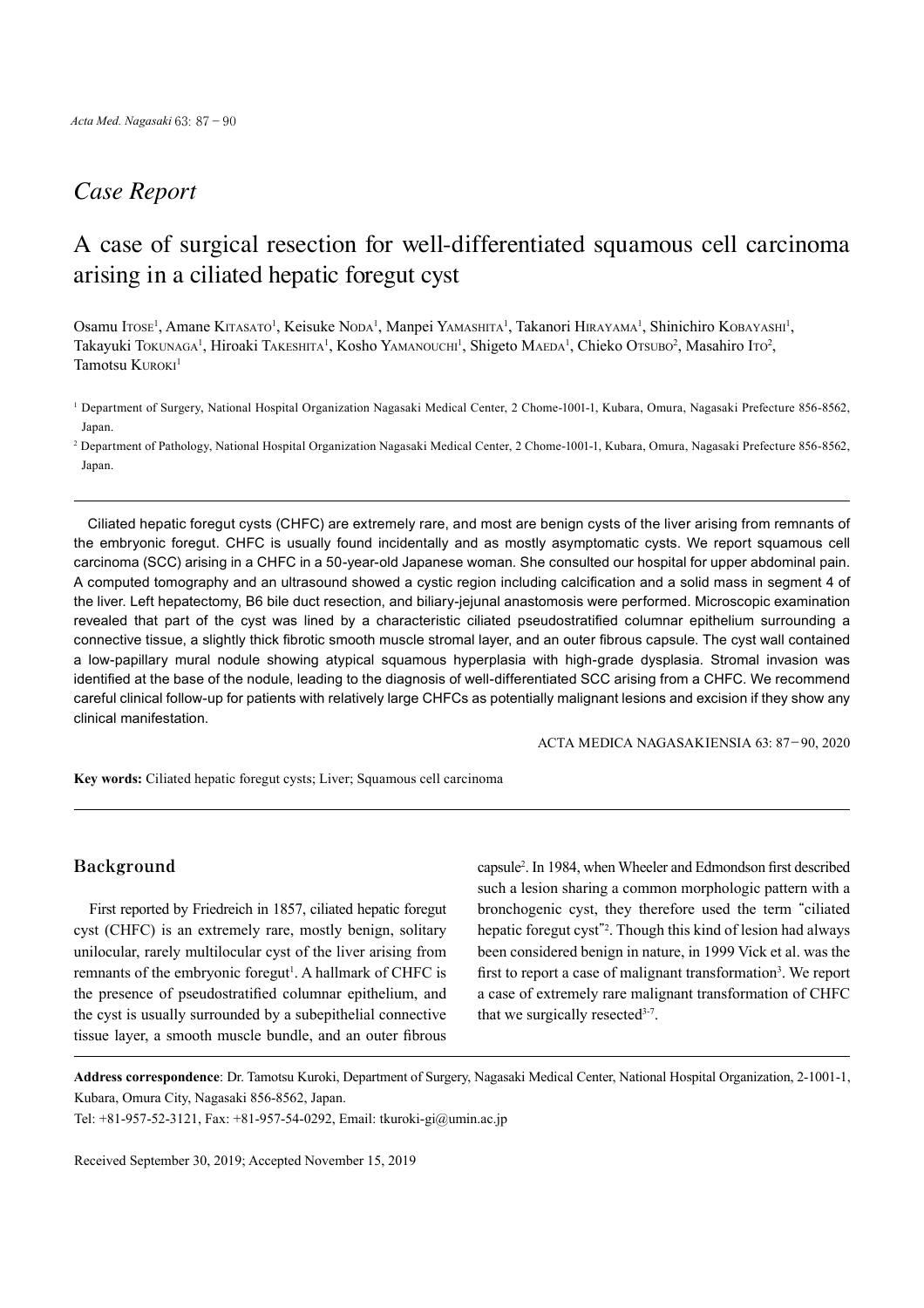## Case Report

# A case of surgical resection for well-differentiated squamous cell carcinoma arising in a ciliated hepatic foregut cyst

Osamu Itose[1], Amane Kitasato[1], Keisuke Noda[1], Manpei Yamashita[1], Takanori Hirayama[1], Shinichiro Kobayashi[1], Takayuki Tokunaga[1], Hiroaki Takeshita[1], Kosho Yamanouchi[1], Shigeto Maeda[1], Chieko Otsubo[2], Masahiro Ito[2], Tamotsu Kuroki[1]

[1] Department of Surgery, National Hospital Organization Nagasaki Medical Center, 2 Chome-1001-1, Kubara, Omura, Nagasaki Prefecture 856-8562, Japan.

[2] Department of Pathology, National Hospital Organization Nagasaki Medical Center, 2 Chome-1001-1, Kubara, Omura, Nagasaki Prefecture 856-8562, Japan.

---

Ciliated hepatic foregut cysts (CHFC) are extremely rare, and most are benign cysts of the liver arising from remnants of the embryonic foregut. CHFC is usually found incidentally and as mostly asymptomatic cysts. We report squamous cell carcinoma (SCC) arising in a CHFC in a 50-year-old Japanese woman. She consulted our hospital for upper abdominal pain. A computed tomography and an ultrasound showed a cystic region including calcification and a solid mass in segment 4 of the liver. Left hepatectomy, B6 bile duct resection, and biliary-jejunal anastomosis were performed. Microscopic examination revealed that part of the cyst was lined by a characteristic ciliated pseudostratified columnar epithelium surrounding a connective tissue, a slightly thick fibrotic smooth muscle stromal layer, and an outer fibrous capsule. The cyst wall contained a low-papillary mural nodule showing atypical squamous hyperplasia with high-grade dysplasia. Stromal invasion was identified at the base of the nodule, leading to the diagnosis of well-differentiated SCC arising from a CHFC. We recommend careful clinical follow-up for patients with relatively large CHFCs as potentially malignant lesions and excision if they show any clinical manifestation.

ACTA MEDICA NAGASAKIENSIA 63: 87−90, 2020

**Key words:** Ciliated hepatic foregut cysts; Liver; Squamous cell carcinoma

---

## Background

First reported by Friedreich in 1857, ciliated hepatic foregut cyst (CHFC) is an extremely rare, mostly benign, solitary unilocular, rarely multilocular cyst of the liver arising from remnants of the embryonic foregut[1]. A hallmark of CHFC is the presence of pseudostratified columnar epithelium, and the cyst is usually surrounded by a subepithelial connective tissue layer, a smooth muscle bundle, and an outer fibrous capsule[2]. In 1984, when Wheeler and Edmondson first described such a lesion sharing a common morphologic pattern with a bronchogenic cyst, they therefore used the term "ciliated hepatic foregut cyst"[2]. Though this kind of lesion had always been considered benign in nature, in 1999 Vick et al. was the first to report a case of malignant transformation[3]. We report a case of extremely rare malignant transformation of CHFC that we surgically resected[3-7].

---

**Address correspondence**: Dr. Tamotsu Kuroki, Department of Surgery, Nagasaki Medical Center, National Hospital Organization, 2-1001-1, Kubara, Omura City, Nagasaki 856-8562, Japan.

Tel: +81-957-52-3121, Fax: +81-957-54-0292, Email: tkuroki-gi@umin.ac.jp

Received September 30, 2019; Accepted November 15, 2019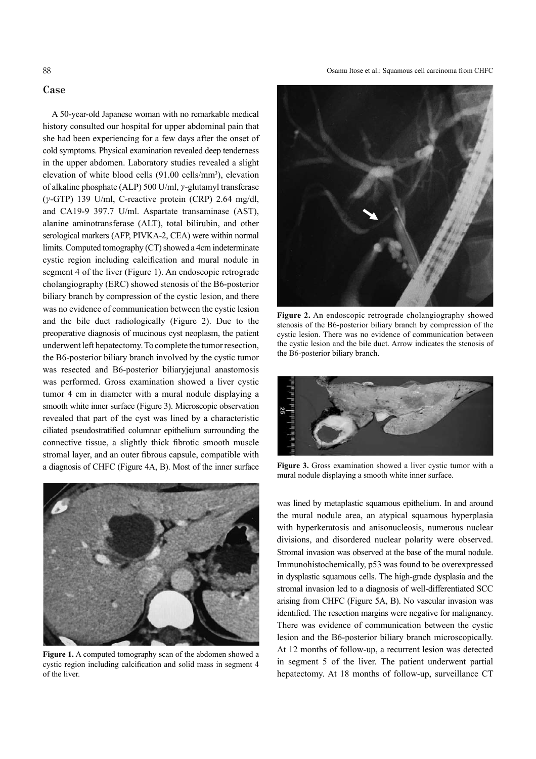## Case

A 50-year-old Japanese woman with no remarkable medical history consulted our hospital for upper abdominal pain that she had been experiencing for a few days after the onset of cold symptoms. Physical examination revealed deep tenderness in the upper abdomen. Laboratory studies revealed a slight elevation of white blood cells (91.00 cells/mm$^3$), elevation of alkaline phosphate (ALP) 500 U/ml, $\gamma$-glutamyl transferase ($\gamma$-GTP) 139 U/ml, C-reactive protein (CRP) 2.64 mg/dl, and CA19-9 397.7 U/ml. Aspartate transaminase (AST), alanine aminotransferase (ALT), total bilirubin, and other serological markers (AFP, PIVKA-2, CEA) were within normal limits. Computed tomography (CT) showed a 4cm indeterminate cystic region including calcification and mural nodule in segment 4 of the liver (Figure 1). An endoscopic retrograde cholangiography (ERC) showed stenosis of the B6-posterior biliary branch by compression of the cystic lesion, and there was no evidence of communication between the cystic lesion and the bile duct radiologically (Figure 2). Due to the preoperative diagnosis of mucinous cyst neoplasm, the patient underwent left hepatectomy. To complete the tumor resection, the B6-posterior biliary branch involved by the cystic tumor was resected and B6-posterior biliaryjejunal anastomosis was performed. Gross examination showed a liver cystic tumor 4 cm in diameter with a mural nodule displaying a smooth white inner surface (Figure 3). Microscopic observation revealed that part of the cyst was lined by a characteristic ciliated pseudostratified columnar epithelium surrounding the connective tissue, a slightly thick fibrotic smooth muscle stromal layer, and an outer fibrous capsule, compatible with a diagnosis of CHFC (Figure 4A, B). Most of the inner surface was lined by metaplastic squamous epithelium. In and around the mural nodule area, an atypical squamous hyperplasia with hyperkeratosis and anisonucleosis, numerous nuclear divisions, and disordered nuclear polarity were observed. Stromal invasion was observed at the base of the mural nodule. Immunohistochemically, p53 was found to be overexpressed in dysplastic squamous cells. The high-grade dysplasia and the stromal invasion led to a diagnosis of well-differentiated SCC arising from CHFC (Figure 5A, B). No vascular invasion was identified. The resection margins were negative for malignancy. There was evidence of communication between the cystic lesion and the B6-posterior biliary branch microscopically. At 12 months of follow-up, a recurrent lesion was detected in segment 5 of the liver. The patient underwent partial hepatectomy. At 18 months of follow-up, surveillance CT

**Figure 1.** A computed tomography scan of the abdomen showed a cystic region including calcification and solid mass in segment 4 of the liver.

**Figure 2.** An endoscopic retrograde cholangiography showed stenosis of the B6-posterior biliary branch by compression of the cystic lesion. There was no evidence of communication between the cystic lesion and the bile duct. Arrow indicates the stenosis of the B6-posterior biliary branch.

**Figure 3.** Gross examination showed a liver cystic tumor with a mural nodule displaying a smooth white inner surface.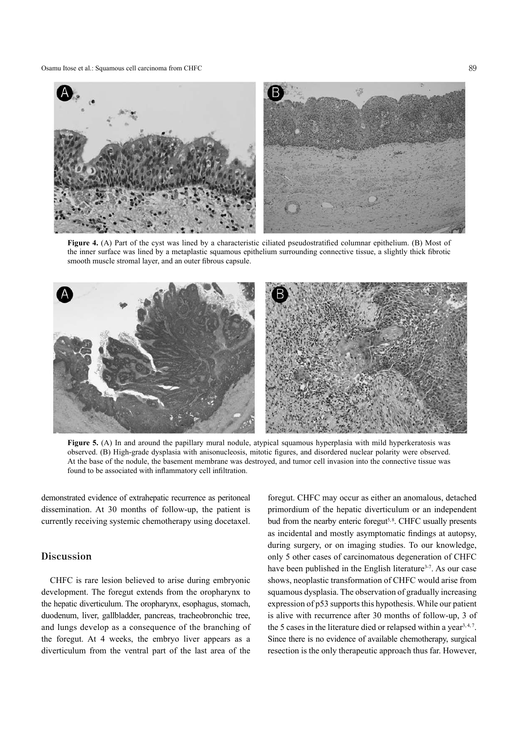**Figure 4.** (A) Part of the cyst was lined by a characteristic ciliated pseudostratified columnar epithelium. (B) Most of the inner surface was lined by a metaplastic squamous epithelium surrounding connective tissue, a slightly thick fibrotic smooth muscle stromal layer, and an outer fibrous capsule.

**Figure 5.** (A) In and around the papillary mural nodule, atypical squamous hyperplasia with mild hyperkeratosis was observed. (B) High-grade dysplasia with anisonucleosis, mitotic figures, and disordered nuclear polarity were observed. At the base of the nodule, the basement membrane was destroyed, and tumor cell invasion into the connective tissue was found to be associated with inflammatory cell infiltration.

demonstrated evidence of extrahepatic recurrence as peritoneal dissemination. At 30 months of follow-up, the patient is currently receiving systemic chemotherapy using docetaxel.

## Discussion

CHFC is rare lesion believed to arise during embryonic development. The foregut extends from the oropharynx to the hepatic diverticulum. The oropharynx, esophagus, stomach, duodenum, liver, gallbladder, pancreas, tracheobronchic tree, and lungs develop as a consequence of the branching of the foregut. At 4 weeks, the embryo liver appears as a diverticulum from the ventral part of the last area of the foregut. CHFC may occur as either an anomalous, detached primordium of the hepatic diverticulum or an independent bud from the nearby enteric foregut[5,8]. CHFC usually presents as incidental and mostly asymptomatic findings at autopsy, during surgery, or on imaging studies. To our knowledge, only 5 other cases of carcinomatous degeneration of CHFC have been published in the English literature[3-7]. As our case shows, neoplastic transformation of CHFC would arise from squamous dysplasia. The observation of gradually increasing expression of p53 supports this hypothesis. While our patient is alive with recurrence after 30 months of follow-up, 3 of the 5 cases in the literature died or relapsed within a year[3,4,7]. Since there is no evidence of available chemotherapy, surgical resection is the only therapeutic approach thus far. However,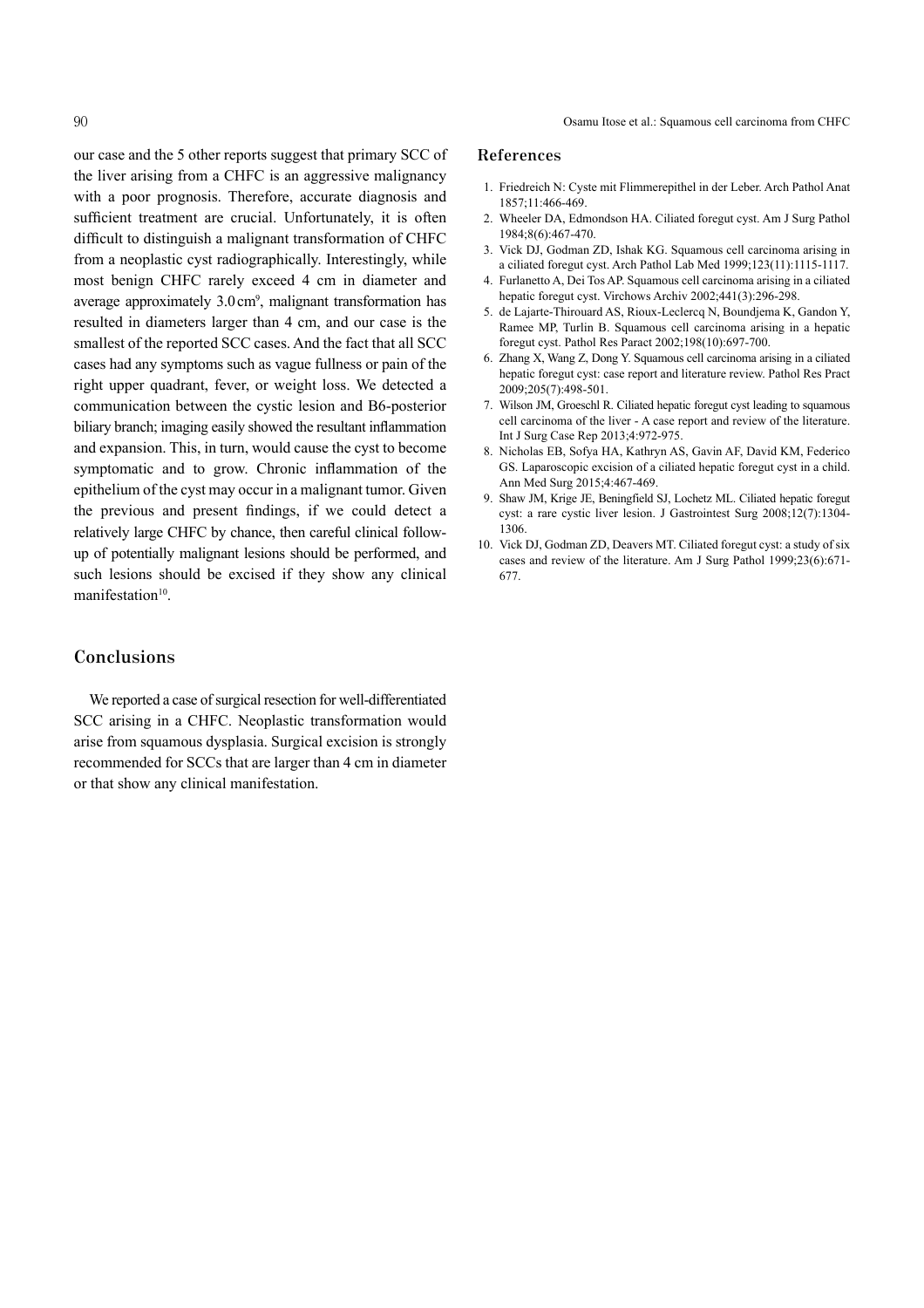our case and the 5 other reports suggest that primary SCC of the liver arising from a CHFC is an aggressive malignancy with a poor prognosis. Therefore, accurate diagnosis and sufficient treatment are crucial. Unfortunately, it is often difficult to distinguish a malignant transformation of CHFC from a neoplastic cyst radiographically. Interestingly, while most benign CHFC rarely exceed 4 cm in diameter and average approximately 3.0 cm[9], malignant transformation has resulted in diameters larger than 4 cm, and our case is the smallest of the reported SCC cases. And the fact that all SCC cases had any symptoms such as vague fullness or pain of the right upper quadrant, fever, or weight loss. We detected a communication between the cystic lesion and B6-posterior biliary branch; imaging easily showed the resultant inflammation and expansion. This, in turn, would cause the cyst to become symptomatic and to grow. Chronic inflammation of the epithelium of the cyst may occur in a malignant tumor. Given the previous and present findings, if we could detect a relatively large CHFC by chance, then careful clinical follow-up of potentially malignant lesions should be performed, and such lesions should be excised if they show any clinical manifestation[10].

## Conclusions

We reported a case of surgical resection for well-differentiated SCC arising in a CHFC. Neoplastic transformation would arise from squamous dysplasia. Surgical excision is strongly recommended for SCCs that are larger than 4 cm in diameter or that show any clinical manifestation.

## References

1. Friedreich N: Cyste mit Flimmerepithel in der Leber. Arch Pathol Anat 1857;11:466-469.
2. Wheeler DA, Edmondson HA. Ciliated foregut cyst. Am J Surg Pathol 1984;8(6):467-470.
3. Vick DJ, Godman ZD, Ishak KG. Squamous cell carcinoma arising in a ciliated foregut cyst. Arch Pathol Lab Med 1999;123(11):1115-1117.
4. Furlanetto A, Dei Tos AP. Squamous cell carcinoma arising in a ciliated hepatic foregut cyst. Virchows Archiv 2002;441(3):296-298.
5. de Lajarte-Thirouard AS, Rioux-Leclercq N, Boundjema K, Gandon Y, Ramee MP, Turlin B. Squamous cell carcinoma arising in a hepatic foregut cyst. Pathol Res Paract 2002;198(10):697-700.
6. Zhang X, Wang Z, Dong Y. Squamous cell carcinoma arising in a ciliated hepatic foregut cyst: case report and literature review. Pathol Res Pract 2009;205(7):498-501.
7. Wilson JM, Groeschl R. Ciliated hepatic foregut cyst leading to squamous cell carcinoma of the liver - A case report and review of the literature. Int J Surg Case Rep 2013;4:972-975.
8. Nicholas EB, Sofya HA, Kathryn AS, Gavin AF, David KM, Federico GS. Laparoscopic excision of a ciliated hepatic foregut cyst in a child. Ann Med Surg 2015;4:467-469.
9. Shaw JM, Krige JE, Beningfield SJ, Lochetz ML. Ciliated hepatic foregut cyst: a rare cystic liver lesion. J Gastrointest Surg 2008;12(7):1304-1306.
10. Vick DJ, Godman ZD, Deavers MT. Ciliated foregut cyst: a study of six cases and review of the literature. Am J Surg Pathol 1999;23(6):671-677.